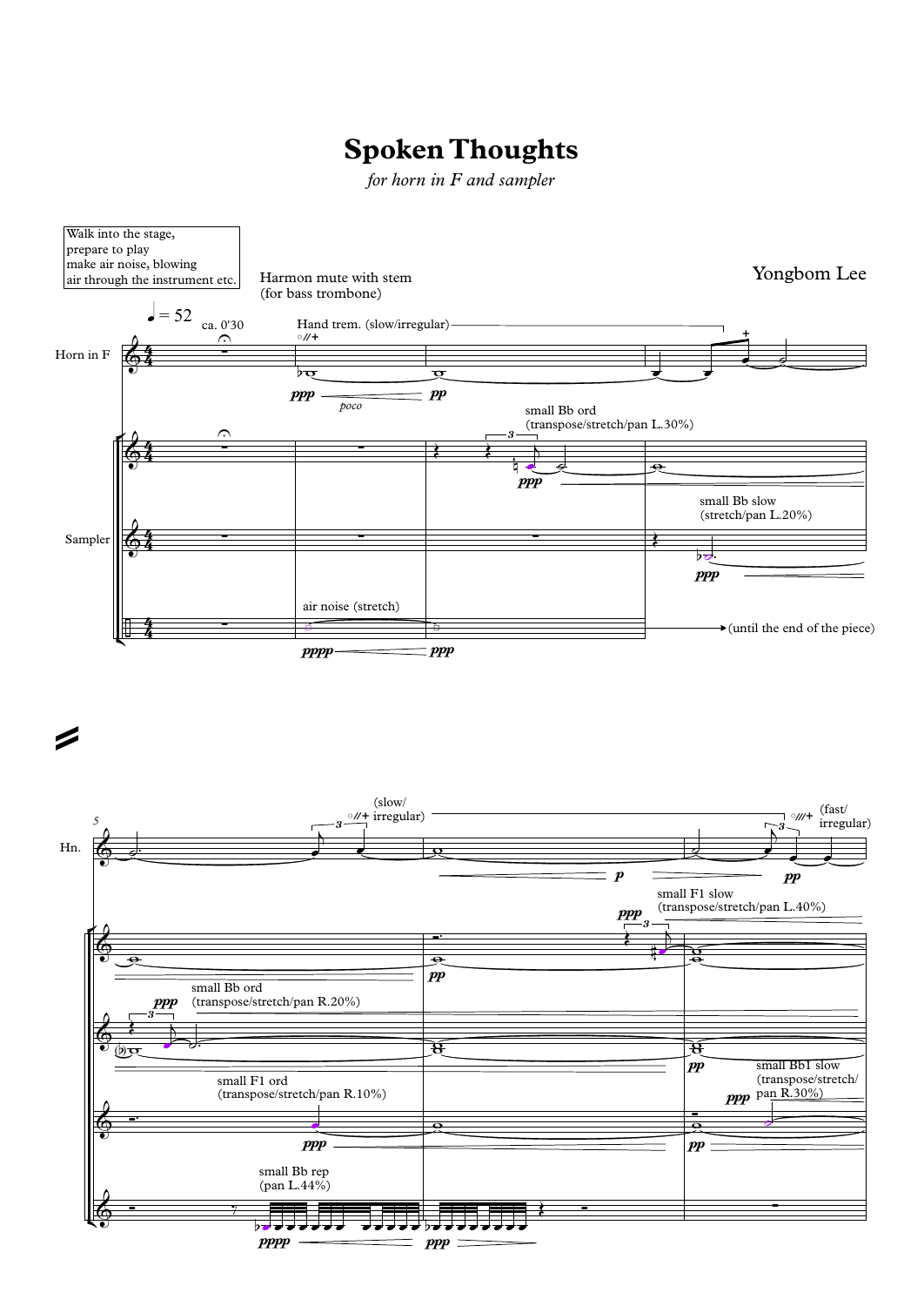# Spoken Thoughts

*for horn in F and sampler*

Yongbom Lee

Walk into the stage, prepare to play make air noise, blowing air through the instrument etc.

♩ = 52

ca. 0'30

Harmon mute with stem (for bass trombone)

Hand trem. (slow/irregular)

Horn in F

ppp *poco* pp

small Bb ord (transpose/stretch/pan L.30%)

ppp

small Bb slow (stretch/pan L.20%)

ppp

Sampler

air noise (stretch)

pppp ppp

(until the end of the piece)

5

Hn.

(slow/ irregular)

(fast/ irregular)

p pp

small F1 slow (transpose/stretch/pan L.40%)

ppp

pp

small Bb ord (transpose/stretch/pan R.20%)

ppp

pp

small Bb1 slow (transpose/stretch/ pan R.30%)

small F1 ord (transpose/stretch/pan R.10%)

ppp

ppp

pp

small Bb rep (pan L.44%)

pppp pppp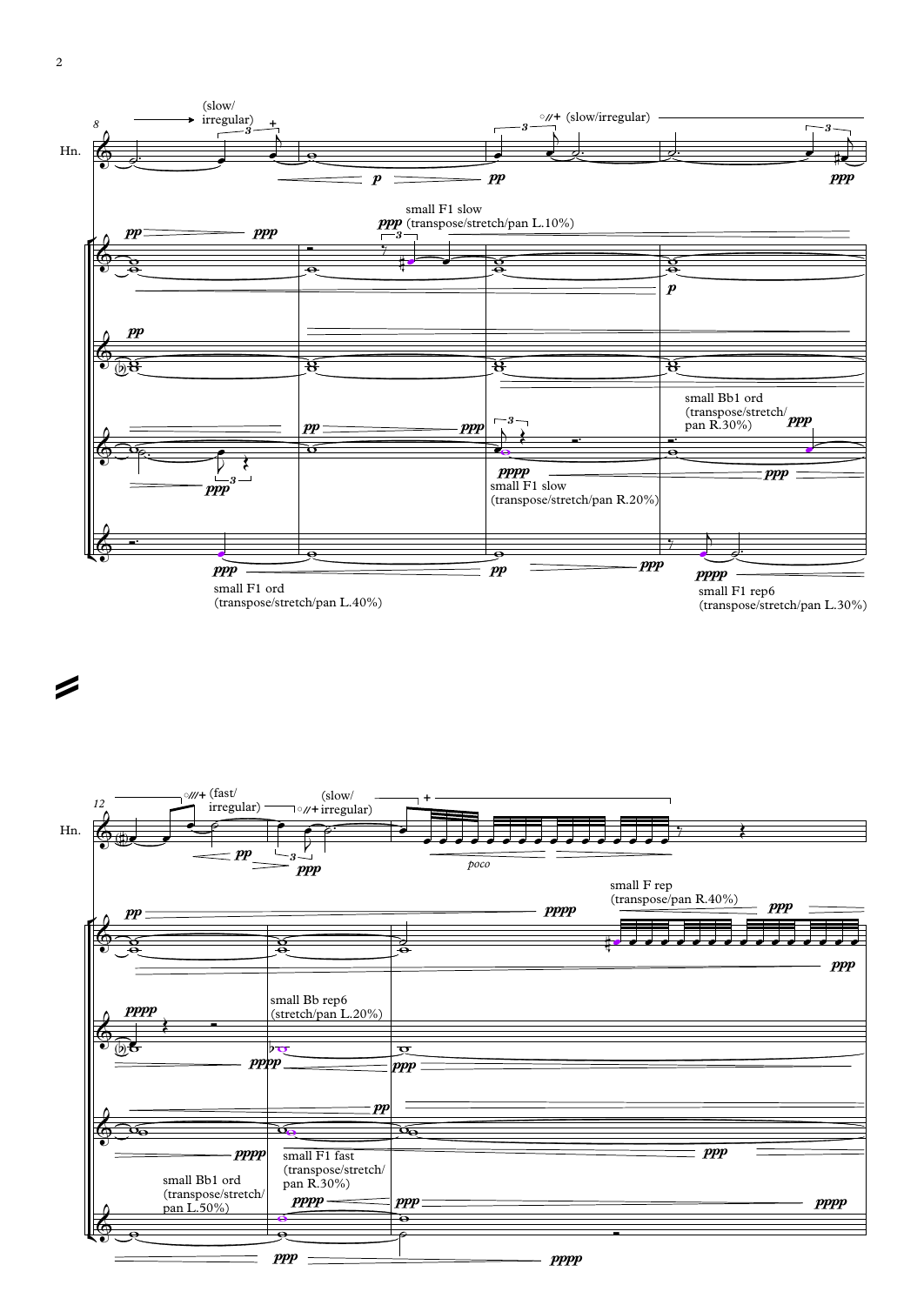Hn.

8

(slow/ irregular)

+

*p* *pp*

◦///+ (slow/irregular)

*ppp*

*pp* *ppp*

*ppp* small F1 slow (transpose/stretch/pan L.10%)

*p*

*pp*

*pp* *ppp*

*ppp*

*pppp* small F1 slow (transpose/stretch/pan R.20%)

small Bb1 ord (transpose/stretch/ pan R.30%) *ppp*

*ppp*

*ppp* small F1 ord (transpose/stretch/pan L.40%)

*pp* *ppp*

*pppp* small F1 rep6 (transpose/stretch/pan L.30%)

12

◦///+ (fast/ irregular)

(slow/ ◦//+ irregular)

+

*pp* *ppp*

*poco*

*pp* *pppp*

small F rep (transpose/pan R.40%)

*ppp*

*ppp*

*pppp*

small Bb rep6 (stretch/pan L.20%)

*pppp* *ppp*

*pp*

*pppp*

small F1 fast (transpose/stretch/ pan R.30%)

*ppp*

small Bb1 ord (transpose/stretch/ pan L.50%)

*pppp* *ppp* *pppp*

*ppp* *pppp*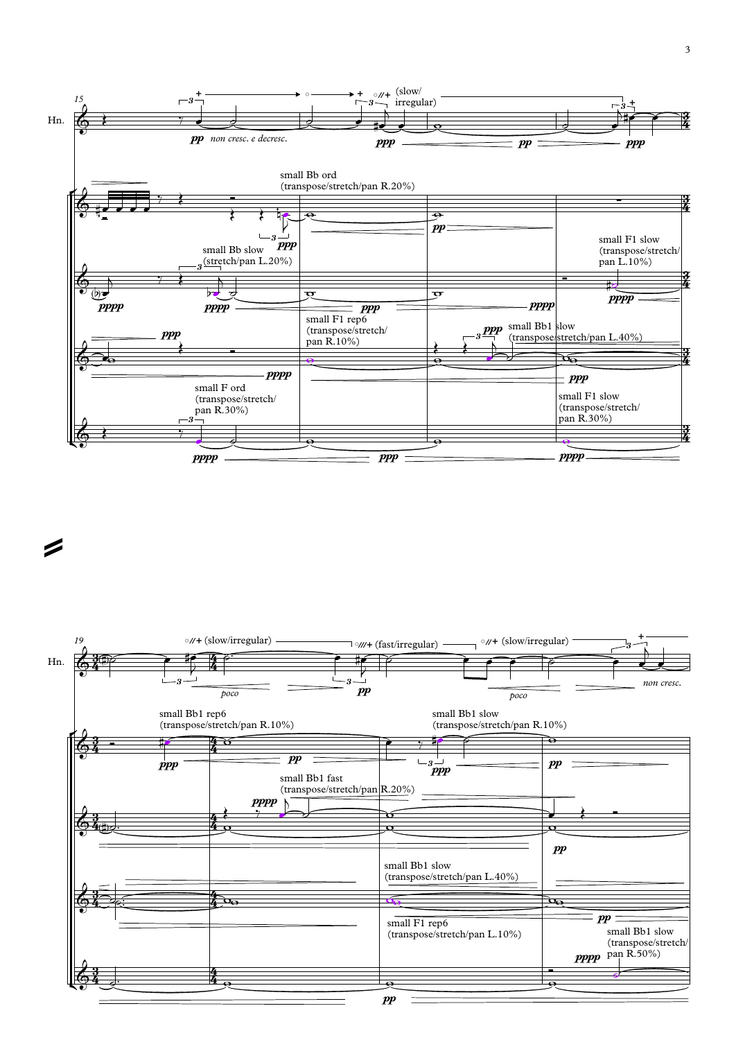15

Hn.

pp *non cresc. e decresc.*

(slow/ irregular)

ppp pp ppp

small Bb ord (transpose/stretch/pan R.20%)

ppp pp

small Bb slow (stretch/pan L.20%)

pppp pppp ppp pppp

small F1 slow (transpose/stretch/ pan L.10%)

pppp

ppp

small F1 rep6 (transpose/stretch/ pan R.10%)

ppp small Bb1 slow (transpose/stretch/pan L.40%)

pppp pp

small F ord (transpose/stretch/ pan R.30%)

small F1 slow (transpose/stretch/ pan R.30%)

pppp ppp pppp

19

Hn.

(slow/irregular) (fast/irregular) (slow/irregular)

*poco* pp *poco* *non cresc.*

small Bb1 rep6 (transpose/stretch/pan R.10%)

small Bb1 slow (transpose/stretch/pan R.10%)

ppp pp ppp pp

small Bb1 fast (transpose/stretch/pan R.20%)

pppp

pp

small Bb1 slow (transpose/stretch/pan L.40%)

small F1 rep6 (transpose/stretch/pan L.10%)

pp

small Bb1 slow (transpose/stretch/ pan R.50%)

pppp

pp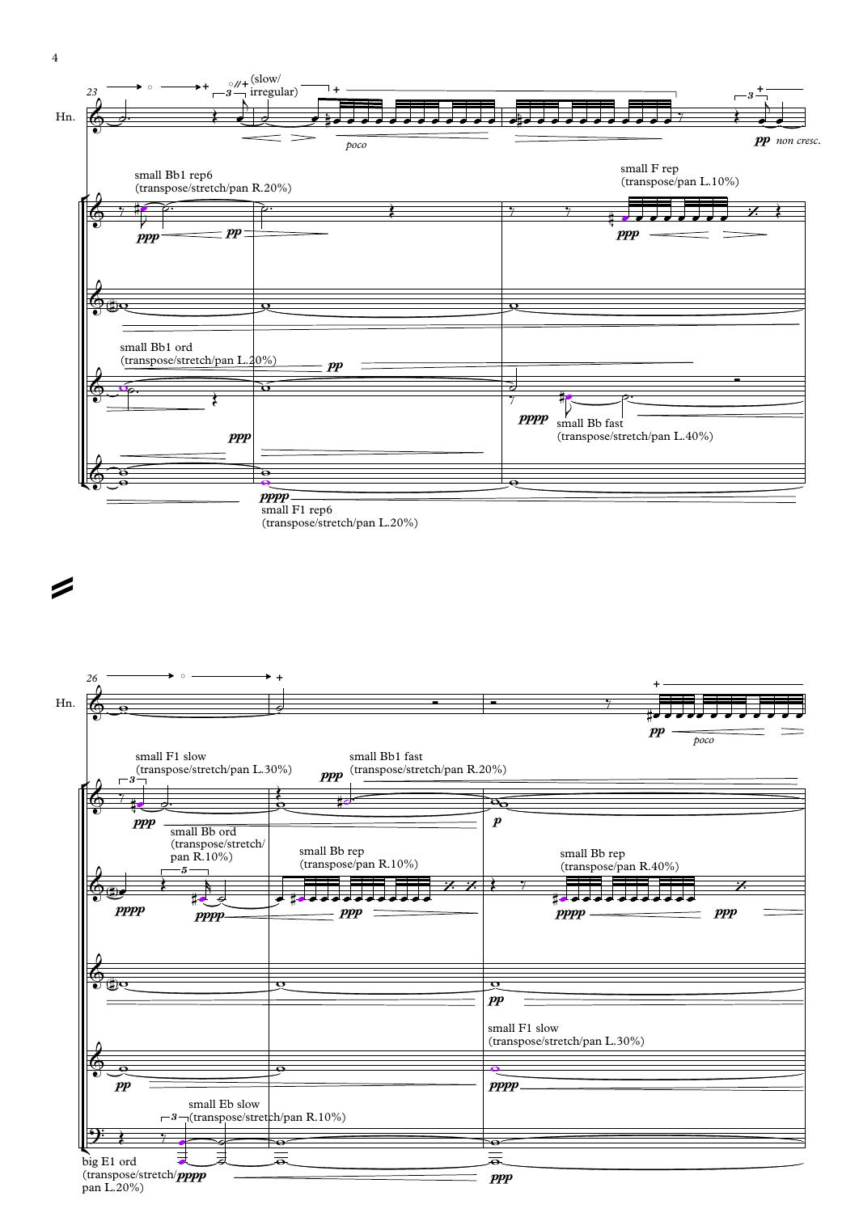Hn.

small Bb1 rep6
(transpose/stretch/pan R.20%)

small F rep
(transpose/pan L.10%)

small Bb1 ord
(transpose/stretch/pan L.20%)

small Bb fast
(transpose/stretch/pan L.40%)

small F1 rep6
(transpose/stretch/pan L.20%)

Hn.

small F1 slow
(transpose/stretch/pan L.30%)

small Bb1 fast
(transpose/stretch/pan R.20%)

small Bb ord
(transpose/stretch/
pan R.10%)

small Bb rep
(transpose/stretch/pan R.10%)

small Bb rep
(transpose/stretch/pan R.40%)

small F1 slow
(transpose/stretch/pan L.30%)

small Eb slow
(transpose/stretch/pan R.10%)

big E1 ord
(transpose/stretch/
pan L.20%)